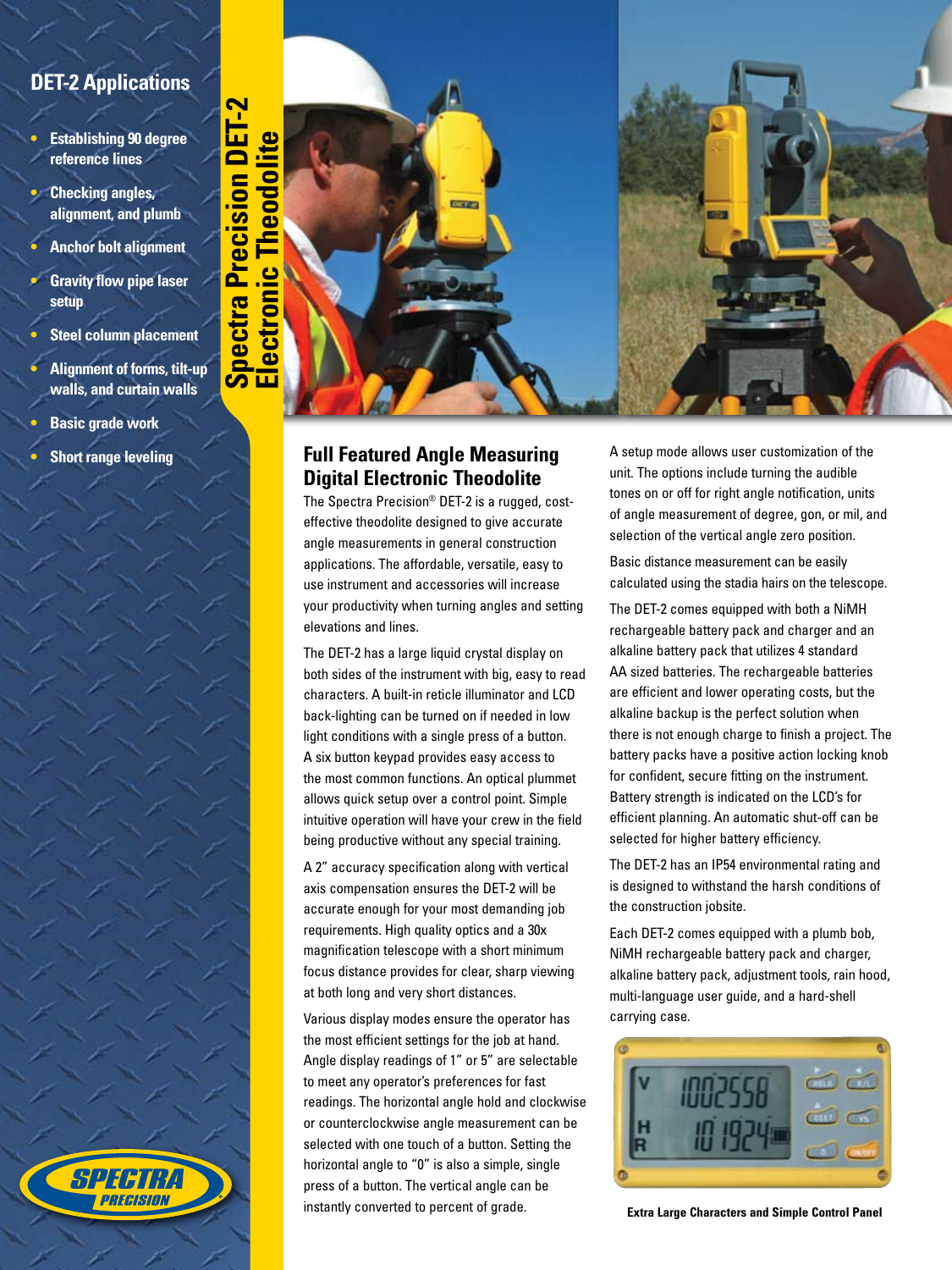# Spectra Precision DET-2 Electronic Theodolite

## DET-2 Applications

- Establishing 90 degree reference lines
- Checking angles, alignment, and plumb
- Anchor bolt alignment
- Gravity flow pipe laser setup
- Steel column placement
- Alignment of forms, tilt-up walls, and curtain walls
- Basic grade work
- Short range leveling

## Full Featured Angle Measuring Digital Electronic Theodolite

The Spectra Precision® DET-2 is a rugged, cost-effective theodolite designed to give accurate angle measurements in general construction applications. The affordable, versatile, easy to use instrument and accessories will increase your productivity when turning angles and setting elevations and lines.

The DET-2 has a large liquid crystal display on both sides of the instrument with big, easy to read characters. A built-in reticle illuminator and LCD back-lighting can be turned on if needed in low light conditions with a single press of a button. A six button keypad provides easy access to the most common functions. An optical plummet allows quick setup over a control point. Simple intuitive operation will have your crew in the field being productive without any special training.

A 2" accuracy specification along with vertical axis compensation ensures the DET-2 will be accurate enough for your most demanding job requirements. High quality optics and a 30x magnification telescope with a short minimum focus distance provides for clear, sharp viewing at both long and very short distances.

Various display modes ensure the operator has the most efficient settings for the job at hand. Angle display readings of 1" or 5" are selectable to meet any operator's preferences for fast readings. The horizontal angle hold and clockwise or counterclockwise angle measurement can be selected with one touch of a button. Setting the horizontal angle to "0" is also a simple, single press of a button. The vertical angle can be instantly converted to percent of grade.

A setup mode allows user customization of the unit. The options include turning the audible tones on or off for right angle notification, units of angle measurement of degree, gon, or mil, and selection of the vertical angle zero position.

Basic distance measurement can be easily calculated using the stadia hairs on the telescope.

The DET-2 comes equipped with both a NiMH rechargeable battery pack and charger and an alkaline battery pack that utilizes 4 standard AA sized batteries. The rechargeable batteries are efficient and lower operating costs, but the alkaline backup is the perfect solution when there is not enough charge to finish a project. The battery packs have a positive action locking knob for confident, secure fitting on the instrument. Battery strength is indicated on the LCD's for efficient planning. An automatic shut-off can be selected for higher battery efficiency.

The DET-2 has an IP54 environmental rating and is designed to withstand the harsh conditions of the construction jobsite.

Each DET-2 comes equipped with a plumb bob, NiMH rechargeable battery pack and charger, alkaline battery pack, adjustment tools, rain hood, multi-language user guide, and a hard-shell carrying case.

**Extra Large Characters and Simple Control Panel**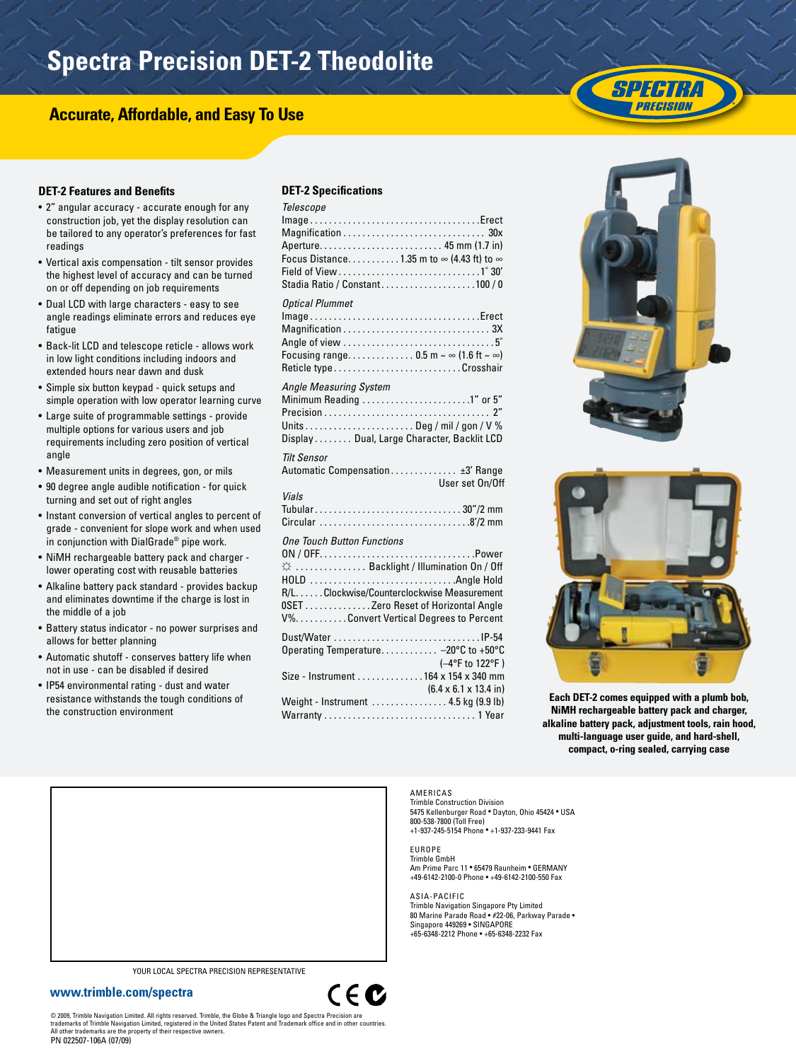# Spectra Precision DET-2 Theodolite

## Accurate, Affordable, and Easy To Use

### DET-2 Features and Benefits

- 2″ angular accuracy - accurate enough for any construction job, yet the display resolution can be tailored to any operator's preferences for fast readings
- Vertical axis compensation - tilt sensor provides the highest level of accuracy and can be turned on or off depending on job requirements
- Dual LCD with large characters - easy to see angle readings eliminate errors and reduces eye fatigue
- Back-lit LCD and telescope reticle - allows work in low light conditions including indoors and extended hours near dawn and dusk
- Simple six button keypad - quick setups and simple operation with low operator learning curve
- Large suite of programmable settings - provide multiple options for various users and job requirements including zero position of vertical angle
- Measurement units in degrees, gon, or mils
- 90 degree angle audible notification - for quick turning and set out of right angles
- Instant conversion of vertical angles to percent of grade - convenient for slope work and when used in conjunction with DialGrade® pipe work.
- NiMH rechargeable battery pack and charger - lower operating cost with reusable batteries
- Alkaline battery pack standard - provides backup and eliminates downtime if the charge is lost in the middle of a job
- Battery status indicator - no power surprises and allows for better planning
- Automatic shutoff - conserves battery life when not in use - can be disabled if desired
- IP54 environmental rating - dust and water resistance withstands the tough conditions of the construction environment

### DET-2 Specifications

*Telescope*

| | |
|---|---|
| Image | Erect |
| Magnification | 30x |
| Aperture | 45 mm (1.7 in) |
| Focus Distance | 1.35 m to ∞ (4.43 ft) to ∞ |
| Field of View | 1˚ 30′ |
| Stadia Ratio / Constant | 100 / 0 |

*Optical Plummet*

| | |
|---|---|
| Image | Erect |
| Magnification | 3X |
| Angle of view | 5˚ |
| Focusing range | 0.5 m ~ ∞ (1.6 ft ~ ∞) |
| Reticle type | Crosshair |

*Angle Measuring System*

| | |
|---|---|
| Minimum Reading | 1″ or 5″ |
| Precision | 2″ |
| Units | Deg / mil / gon / V % |
| Display | Dual, Large Character, Backlit LCD |

*Tilt Sensor*

| | |
|---|---|
| Automatic Compensation | ±3′ Range User set On/Off |

*Vials*

| | |
|---|---|
| Tubular | 30″/2 mm |
| Circular | 8′/2 mm |

*One Touch Button Functions*

| | |
|---|---|
| ON / OFF | Power |
| ☼ | Backlight / Illumination On / Off |
| HOLD | Angle Hold |
| R/L | Clockwise/Counterclockwise Measurement |
| 0SET | Zero Reset of Horizontal Angle |
| V% | Convert Vertical Degrees to Percent |

| | |
|---|---|
| Dust/Water | IP-54 |
| Operating Temperature | –20°C to +50°C (–4°F to 122°F ) |
| Size - Instrument | 164 x 154 x 340 mm (6.4 x 6.1 x 13.4 in) |
| Weight - Instrument | 4.5 kg (9.9 lb) |
| Warranty | 1 Year |

**Each DET-2 comes equipped with a plumb bob, NiMH rechargeable battery pack and charger, alkaline battery pack, adjustment tools, rain hood, multi-language user guide, and hard-shell, compact, o-ring sealed, carrying case**

YOUR LOCAL SPECTRA PRECISION REPRESENTATIVE

AMERICAS
Trimble Construction Division
5475 Kellenburger Road • Dayton, Ohio 45424 • USA
800-538-7800 (Toll Free)
+1-937-245-5154 Phone • +1-937-233-9441 Fax

EUROPE
Trimble GmbH
Am Prime Parc 11 • 65479 Raunheim • GERMANY
+49-6142-2100-0 Phone • +49-6142-2100-550 Fax

ASIA-PACIFIC
Trimble Navigation Singapore Pty Limited
80 Marine Parade Road • #22-06, Parkway Parade • Singapore 449269 • SINGAPORE
+65-6348-2212 Phone • +65-6348-2232 Fax

**www.trimble.com/spectra**

© 2009, Trimble Navigation Limited. All rights reserved. Trimble, the Globe & Triangle logo and Spectra Precision are trademarks of Trimble Navigation Limited, registered in the United States Patent and Trademark office and in other countries. All other trademarks are the property of their respective owners.
PN 022507-106A (07/09)